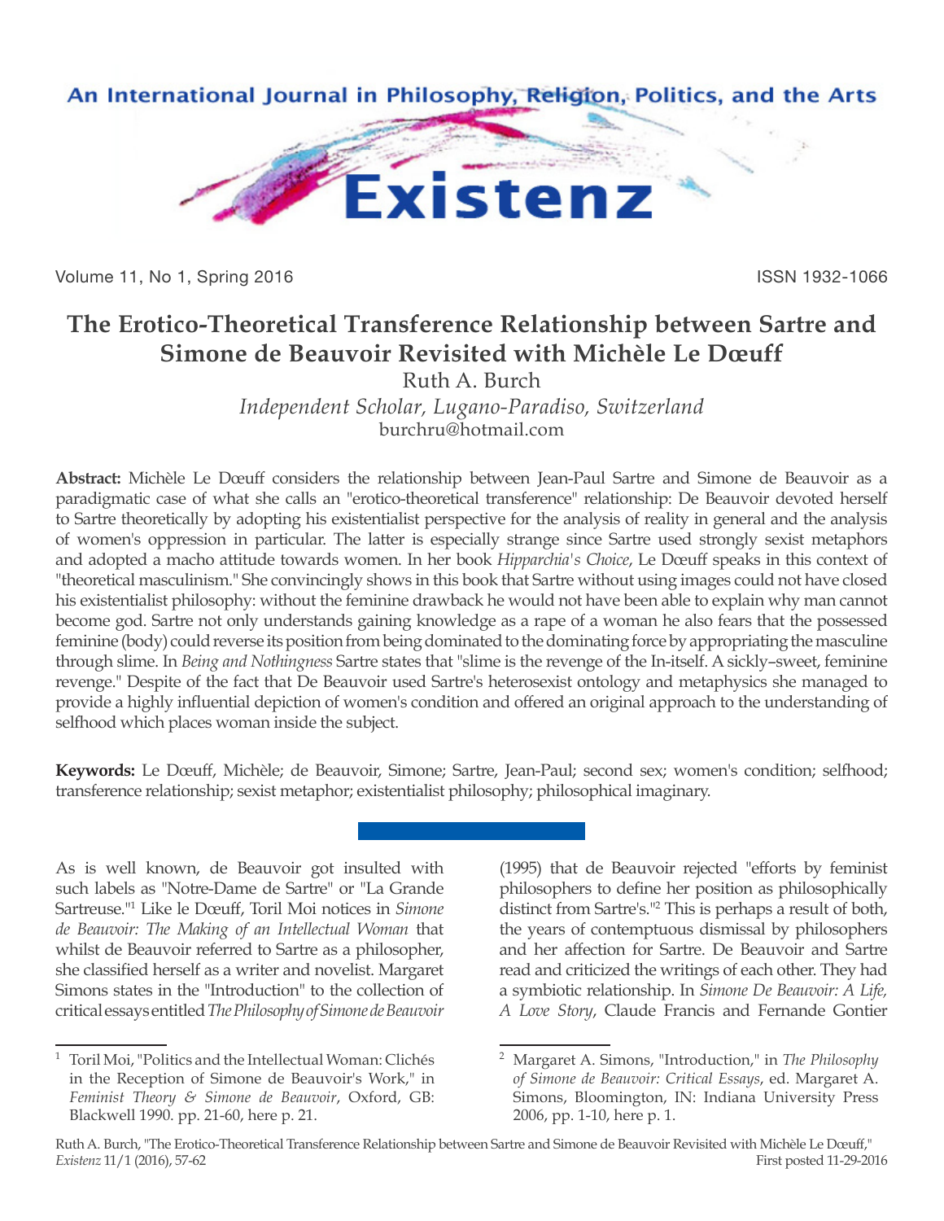# The Erotico-Theoretical Transference Relationship between Sartre and Simone de Beauvoir Revisited with Michèle Le Dœuff

Ruth A. Burch

*Independent Scholar, Lugano-Paradiso, Switzerland*

burchru@hotmail.com

**Abstract:** Michèle Le Dœuff considers the relationship between Jean-Paul Sartre and Simone de Beauvoir as a paradigmatic case of what she calls an "erotico-theoretical transference" relationship: De Beauvoir devoted herself to Sartre theoretically by adopting his existentialist perspective for the analysis of reality in general and the analysis of women's oppression in particular. The latter is especially strange since Sartre used strongly sexist metaphors and adopted a macho attitude towards women. In her book *Hipparchia's Choice*, Le Dœuff speaks in this context of "theoretical masculinism." She convincingly shows in this book that Sartre without using images could not have closed his existentialist philosophy: without the feminine drawback he would not have been able to explain why man cannot become god. Sartre not only understands gaining knowledge as a rape of a woman he also fears that the possessed feminine (body) could reverse its position from being dominated to the dominating force by appropriating the masculine through slime. In *Being and Nothingness* Sartre states that "slime is the revenge of the In-itself. A sickly–sweet, feminine revenge." Despite of the fact that De Beauvoir used Sartre's heterosexist ontology and metaphysics she managed to provide a highly influential depiction of women's condition and offered an original approach to the understanding of selfhood which places woman inside the subject.

**Keywords:** Le Dœuff, Michèle; de Beauvoir, Simone; Sartre, Jean-Paul; second sex; women's condition; selfhood; transference relationship; sexist metaphor; existentialist philosophy; philosophical imaginary.

---

As is well known, de Beauvoir got insulted with such labels as "Notre-Dame de Sartre" or "La Grande Sartreuse."[1] Like le Dœuff, Toril Moi notices in *Simone de Beauvoir: The Making of an Intellectual Woman* that whilst de Beauvoir referred to Sartre as a philosopher, she classified herself as a writer and novelist. Margaret Simons states in the "Introduction" to the collection of critical essays entitled *The Philosophy of Simone de Beauvoir* (1995) that de Beauvoir rejected "efforts by feminist philosophers to define her position as philosophically distinct from Sartre's."[2] This is perhaps a result of both, the years of contemptuous dismissal by philosophers and her affection for Sartre. De Beauvoir and Sartre read and criticized the writings of each other. They had a symbiotic relationship. In *Simone De Beauvoir: A Life, A Love Story*, Claude Francis and Fernande Gontier

[1] Toril Moi, "Politics and the Intellectual Woman: Clichés in the Reception of Simone de Beauvoir's Work," in *Feminist Theory & Simone de Beauvoir*, Oxford, GB: Blackwell 1990. pp. 21-60, here p. 21.

[2] Margaret A. Simons, "Introduction," in *The Philosophy of Simone de Beauvoir: Critical Essays*, ed. Margaret A. Simons, Bloomington, IN: Indiana University Press 2006, pp. 1-10, here p. 1.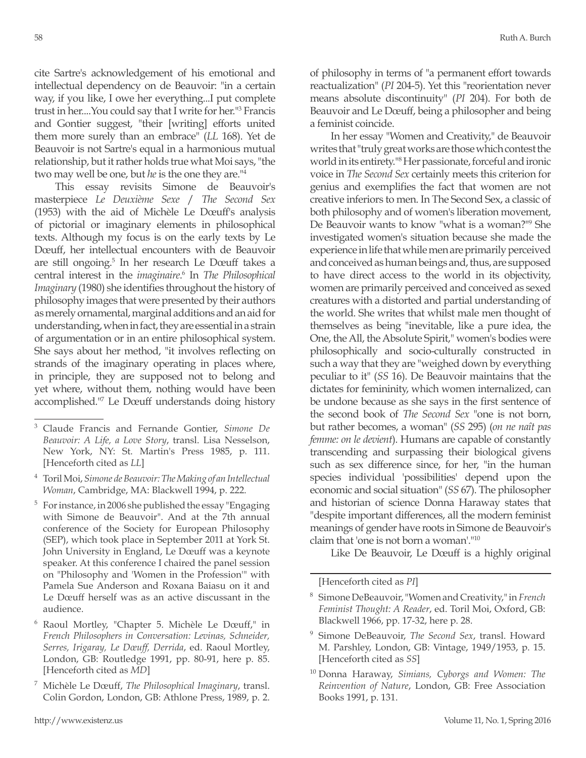cite Sartre's acknowledgement of his emotional and intellectual dependency on de Beauvoir: "in a certain way, if you like, I owe her everything...I put complete trust in her....You could say that I write for her."[3] Francis and Gontier suggest, "their [writing] efforts united them more surely than an embrace" (*LL* 168). Yet de Beauvoir is not Sartre's equal in a harmonious mutual relationship, but it rather holds true what Moi says, "the two may well be one, but *he* is the one they are."[4]

This essay revisits Simone de Beauvoir's masterpiece *Le Deuxième Sexe* / *The Second Sex* (1953) with the aid of Michèle Le Dœuff's analysis of pictorial or imaginary elements in philosophical texts. Although my focus is on the early texts by Le Dœuff, her intellectual encounters with de Beauvoir are still ongoing.[5] In her research Le Dœuff takes a central interest in the *imaginaire*.[6] In *The Philosophical Imaginary* (1980) she identifies throughout the history of philosophy images that were presented by their authors as merely ornamental, marginal additions and an aid for understanding, when in fact, they are essential in a strain of argumentation or in an entire philosophical system. She says about her method, "it involves reflecting on strands of the imaginary operating in places where, in principle, they are supposed not to belong and yet where, without them, nothing would have been accomplished."[7] Le Dœuff understands doing history of philosophy in terms of "a permanent effort towards reactualization" (*PI* 204-5). Yet this "reorientation never means absolute discontinuity" (*PI* 204). For both de Beauvoir and Le Dœuff, being a philosopher and being a feminist coincide.

In her essay "Women and Creativity," de Beauvoir writes that "truly great works are those which contest the world in its entirety."[8] Her passionate, forceful and ironic voice in *The Second Sex* certainly meets this criterion for genius and exemplifies the fact that women are not creative inferiors to men. In The Second Sex, a classic of both philosophy and of women's liberation movement, De Beauvoir wants to know "what is a woman?"[9] She investigated women's situation because she made the experience in life that while men are primarily perceived and conceived as human beings and, thus, are supposed to have direct access to the world in its objectivity, women are primarily perceived and conceived as sexed creatures with a distorted and partial understanding of the world. She writes that whilst male men thought of themselves as being "inevitable, like a pure idea, the One, the All, the Absolute Spirit," women's bodies were philosophically and socio-culturally constructed in such a way that they are "weighed down by everything peculiar to it" (*SS* 16). De Beauvoir maintains that the dictates for femininity, which women internalized, can be undone because as she says in the first sentence of the second book of *The Second Sex* "one is not born, but rather becomes, a woman" (*SS* 295) (*on ne naît pas femme: on le devient*). Humans are capable of constantly transcending and surpassing their biological givens such as sex difference since, for her, "in the human species individual 'possibilities' depend upon the economic and social situation" (*SS* 67). The philosopher and historian of science Donna Haraway states that "despite important differences, all the modern feminist meanings of gender have roots in Simone de Beauvoir's claim that 'one is not born a woman'."[10]

Like De Beauvoir, Le Dœuff is a highly original

---

[3] Claude Francis and Fernande Gontier, *Simone De Beauvoir: A Life, a Love Story*, transl. Lisa Nesselson, New York, NY: St. Martin's Press 1985, p. 111. [Henceforth cited as *LL*]

[4] Toril Moi, *Simone de Beauvoir: The Making of an Intellectual Woman*, Cambridge, MA: Blackwell 1994, p. 222.

[5] For instance, in 2006 she published the essay "Engaging with Simone de Beauvoir". And at the 7th annual conference of the Society for European Philosophy (SEP), which took place in September 2011 at York St. John University in England, Le Dœuff was a keynote speaker. At this conference I chaired the panel session on "Philosophy and 'Women in the Profession'" with Pamela Sue Anderson and Roxana Baiasu on it and Le Dœuff herself was as an active discussant in the audience.

[6] Raoul Mortley, "Chapter 5. Michèle Le Dœuff," in *French Philosophers in Conversation: Levinas, Schneider, Serres, Irigaray, Le Dœuff, Derrida*, ed. Raoul Mortley, London, GB: Routledge 1991, pp. 80-91, here p. 85. [Henceforth cited as *MD*]

[7] Michèle Le Dœuff, *The Philosophical Imaginary*, transl. Colin Gordon, London, GB: Athlone Press, 1989, p. 2. [Henceforth cited as *PI*]

[8] Simone DeBeauvoir, "Women and Creativity," in *French Feminist Thought: A Reader*, ed. Toril Moi, Oxford, GB: Blackwell 1966, pp. 17-32, here p. 28.

[9] Simone DeBeauvoir, *The Second Sex*, transl. Howard M. Parshley, London, GB: Vintage, 1949/1953, p. 15. [Henceforth cited as *SS*]

[10] Donna Haraway, *Simians, Cyborgs and Women: The Reinvention of Nature*, London, GB: Free Association Books 1991, p. 131.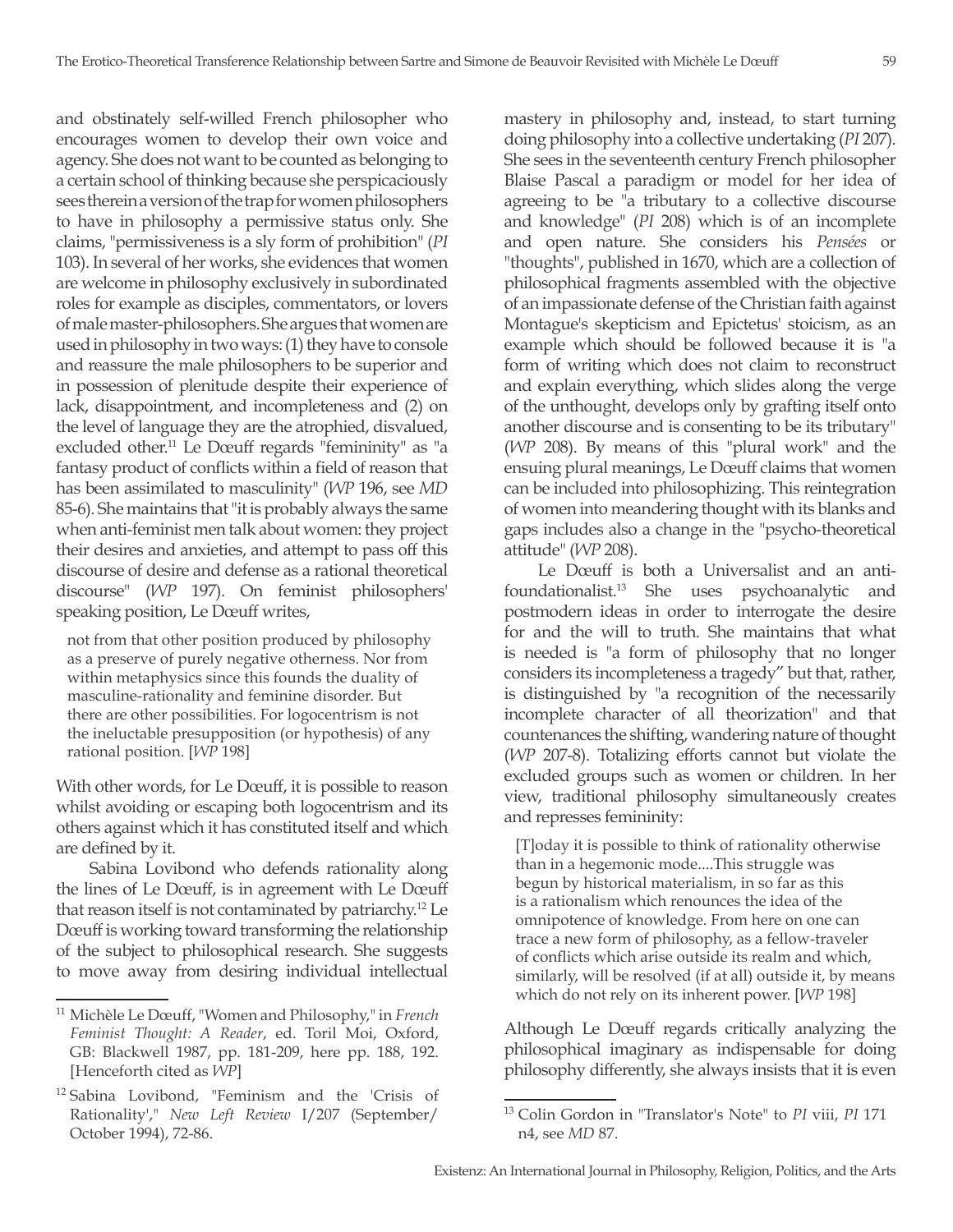and obstinately self-willed French philosopher who encourages women to develop their own voice and agency. She does not want to be counted as belonging to a certain school of thinking because she perspicaciously sees therein a version of the trap for women philosophers to have in philosophy a permissive status only. She claims, "permissiveness is a sly form of prohibition" (*PI* 103). In several of her works, she evidences that women are welcome in philosophy exclusively in subordinated roles for example as disciples, commentators, or lovers of male master-philosophers. She argues that women are used in philosophy in two ways: (1) they have to console and reassure the male philosophers to be superior and in possession of plenitude despite their experience of lack, disappointment, and incompleteness and (2) on the level of language they are the atrophied, disvalued, excluded other.[11] Le Dœuff regards "femininity" as "a fantasy product of conflicts within a field of reason that has been assimilated to masculinity" (*WP* 196, see *MD* 85-6). She maintains that "it is probably always the same when anti-feminist men talk about women: they project their desires and anxieties, and attempt to pass off this discourse of desire and defense as a rational theoretical discourse" (*WP* 197). On feminist philosophers' speaking position, Le Dœuff writes,

> not from that other position produced by philosophy as a preserve of purely negative otherness. Nor from within metaphysics since this founds the duality of masculine-rationality and feminine disorder. But there are other possibilities. For logocentrism is not the ineluctable presupposition (or hypothesis) of any rational position. [*WP* 198]

With other words, for Le Dœuff, it is possible to reason whilst avoiding or escaping both logocentrism and its others against which it has constituted itself and which are defined by it.

Sabina Lovibond who defends rationality along the lines of Le Dœuff, is in agreement with Le Dœuff that reason itself is not contaminated by patriarchy.[12] Le Dœuff is working toward transforming the relationship of the subject to philosophical research. She suggests to move away from desiring individual intellectual mastery in philosophy and, instead, to start turning doing philosophy into a collective undertaking (*PI* 207). She sees in the seventeenth century French philosopher Blaise Pascal a paradigm or model for her idea of agreeing to be "a tributary to a collective discourse and knowledge" (*PI* 208) which is of an incomplete and open nature. She considers his *Pensées* or "thoughts", published in 1670, which are a collection of philosophical fragments assembled with the objective of an impassionate defense of the Christian faith against Montague's skepticism and Epictetus' stoicism, as an example which should be followed because it is "a form of writing which does not claim to reconstruct and explain everything, which slides along the verge of the unthought, develops only by grafting itself onto another discourse and is consenting to be its tributary" (*WP* 208). By means of this "plural work" and the ensuing plural meanings, Le Dœuff claims that women can be included into philosophizing. This reintegration of women into meandering thought with its blanks and gaps includes also a change in the "psycho-theoretical attitude" (*WP* 208).

Le Dœuff is both a Universalist and an anti-foundationalist.[13] She uses psychoanalytic and postmodern ideas in order to interrogate the desire for and the will to truth. She maintains that what is needed is "a form of philosophy that no longer considers its incompleteness a tragedy" but that, rather, is distinguished by "a recognition of the necessarily incomplete character of all theorization" and that countenances the shifting, wandering nature of thought (*WP* 207-8). Totalizing efforts cannot but violate the excluded groups such as women or children. In her view, traditional philosophy simultaneously creates and represses femininity:

> [T]oday it is possible to think of rationality otherwise than in a hegemonic mode....This struggle was begun by historical materialism, in so far as this is a rationalism which renounces the idea of the omnipotence of knowledge. From here on one can trace a new form of philosophy, as a fellow-traveler of conflicts which arise outside its realm and which, similarly, will be resolved (if at all) outside it, by means which do not rely on its inherent power. [*WP* 198]

Although Le Dœuff regards critically analyzing the philosophical imaginary as indispensable for doing philosophy differently, she always insists that it is even

---

[11] Michèle Le Dœuff, "Women and Philosophy," in *French Feminist Thought: A Reader*, ed. Toril Moi, Oxford, GB: Blackwell 1987, pp. 181-209, here pp. 188, 192. [Henceforth cited as *WP*]

[12] Sabina Lovibond, "Feminism and the 'Crisis of Rationality'," *New Left Review* I/207 (September/October 1994), 72-86.

[13] Colin Gordon in "Translator's Note" to *PI* viii, *PI* 171 n4, see *MD* 87.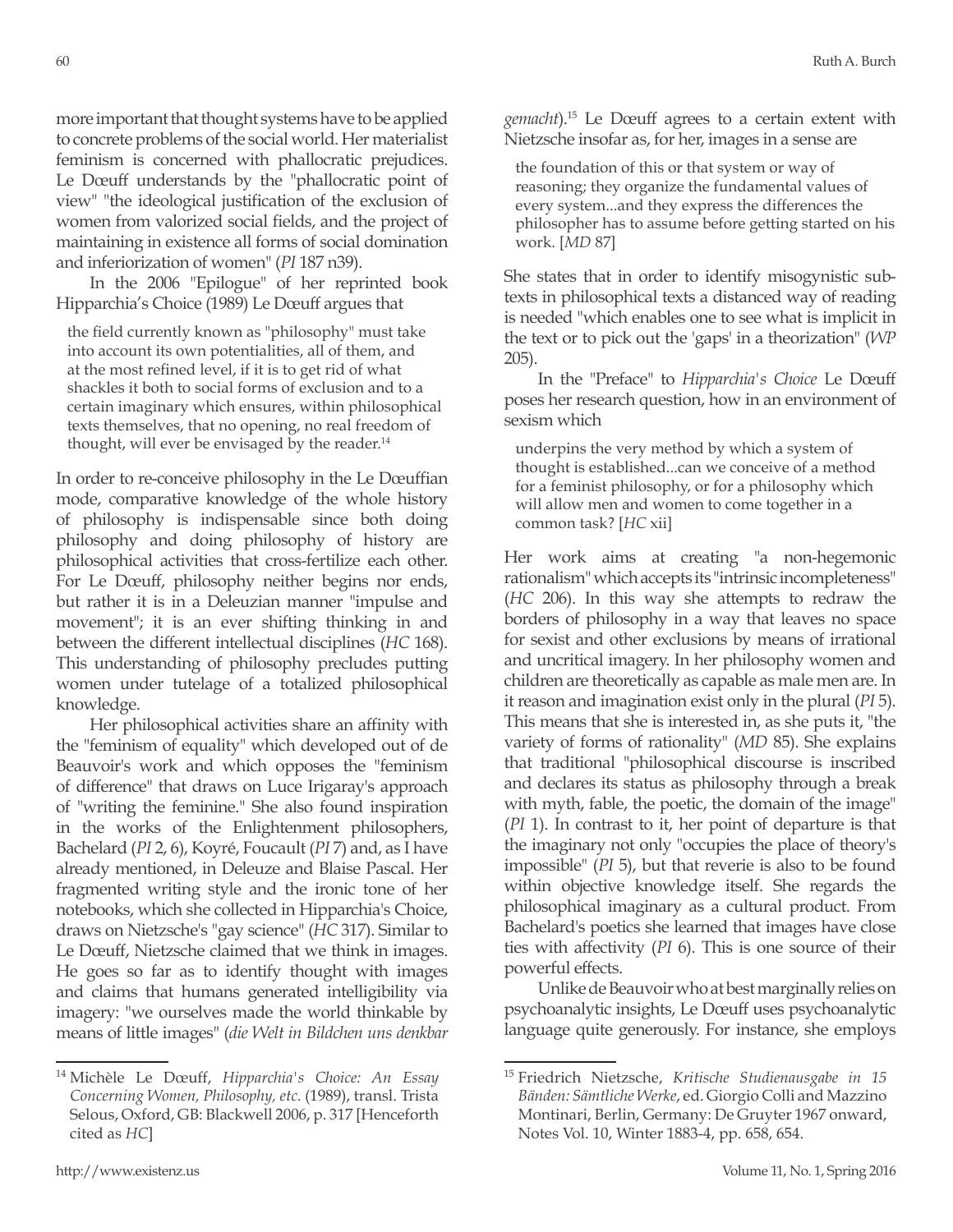more important that thought systems have to be applied to concrete problems of the social world. Her materialist feminism is concerned with phallocratic prejudices. Le Dœuff understands by the "phallocratic point of view" "the ideological justification of the exclusion of women from valorized social fields, and the project of maintaining in existence all forms of social domination and inferiorization of women" (*PI* 187 n39).

In the 2006 "Epilogue" of her reprinted book Hipparchia's Choice (1989) Le Dœuff argues that

> the field currently known as "philosophy" must take into account its own potentialities, all of them, and at the most refined level, if it is to get rid of what shackles it both to social forms of exclusion and to a certain imaginary which ensures, within philosophical texts themselves, that no opening, no real freedom of thought, will ever be envisaged by the reader.[14]

In order to re-conceive philosophy in the Le Dœuffian mode, comparative knowledge of the whole history of philosophy is indispensable since both doing philosophy and doing philosophy of history are philosophical activities that cross-fertilize each other. For Le Dœuff, philosophy neither begins nor ends, but rather it is in a Deleuzian manner "impulse and movement"; it is an ever shifting thinking in and between the different intellectual disciplines (*HC* 168). This understanding of philosophy precludes putting women under tutelage of a totalized philosophical knowledge.

Her philosophical activities share an affinity with the "feminism of equality" which developed out of de Beauvoir's work and which opposes the "feminism of difference" that draws on Luce Irigaray's approach of "writing the feminine." She also found inspiration in the works of the Enlightenment philosophers, Bachelard (*PI* 2, 6), Koyré, Foucault (*PI* 7) and, as I have already mentioned, in Deleuze and Blaise Pascal. Her fragmented writing style and the ironic tone of her notebooks, which she collected in Hipparchia's Choice, draws on Nietzsche's "gay science" (*HC* 317). Similar to Le Dœuff, Nietzsche claimed that we think in images. He goes so far as to identify thought with images and claims that humans generated intelligibility via imagery: "we ourselves made the world thinkable by means of little images" (*die Welt in Bildchen uns denkbar gemacht*).[15] Le Dœuff agrees to a certain extent with Nietzsche insofar as, for her, images in a sense are

> the foundation of this or that system or way of reasoning; they organize the fundamental values of every system...and they express the differences the philosopher has to assume before getting started on his work. [*MD* 87]

She states that in order to identify misogynistic subtexts in philosophical texts a distanced way of reading is needed "which enables one to see what is implicit in the text or to pick out the 'gaps' in a theorization" (*WP* 205).

In the "Preface" to *Hipparchia's Choice* Le Dœuff poses her research question, how in an environment of sexism which

> underpins the very method by which a system of thought is established...can we conceive of a method for a feminist philosophy, or for a philosophy which will allow men and women to come together in a common task? [*HC* xii]

Her work aims at creating "a non-hegemonic rationalism" which accepts its "intrinsic incompleteness" (*HC* 206). In this way she attempts to redraw the borders of philosophy in a way that leaves no space for sexist and other exclusions by means of irrational and uncritical imagery. In her philosophy women and children are theoretically as capable as male men are. In it reason and imagination exist only in the plural (*PI* 5). This means that she is interested in, as she puts it, "the variety of forms of rationality" (*MD* 85). She explains that traditional "philosophical discourse is inscribed and declares its status as philosophy through a break with myth, fable, the poetic, the domain of the image" (*PI* 1). In contrast to it, her point of departure is that the imaginary not only "occupies the place of theory's impossible" (*PI* 5), but that reverie is also to be found within objective knowledge itself. She regards the philosophical imaginary as a cultural product. From Bachelard's poetics she learned that images have close ties with affectivity (*PI* 6). This is one source of their powerful effects.

Unlike de Beauvoir who at best marginally relies on psychoanalytic insights, Le Dœuff uses psychoanalytic language quite generously. For instance, she employs

---

[14] Michèle Le Dœuff, *Hipparchia's Choice: An Essay Concerning Women, Philosophy, etc.* (1989), transl. Trista Selous, Oxford, GB: Blackwell 2006, p. 317 [Henceforth cited as *HC*]

[15] Friedrich Nietzsche, *Kritische Studienausgabe in 15 Bänden: Sämtliche Werke*, ed. Giorgio Colli and Mazzino Montinari, Berlin, Germany: De Gruyter 1967 onward, Notes Vol. 10, Winter 1883-4, pp. 658, 654.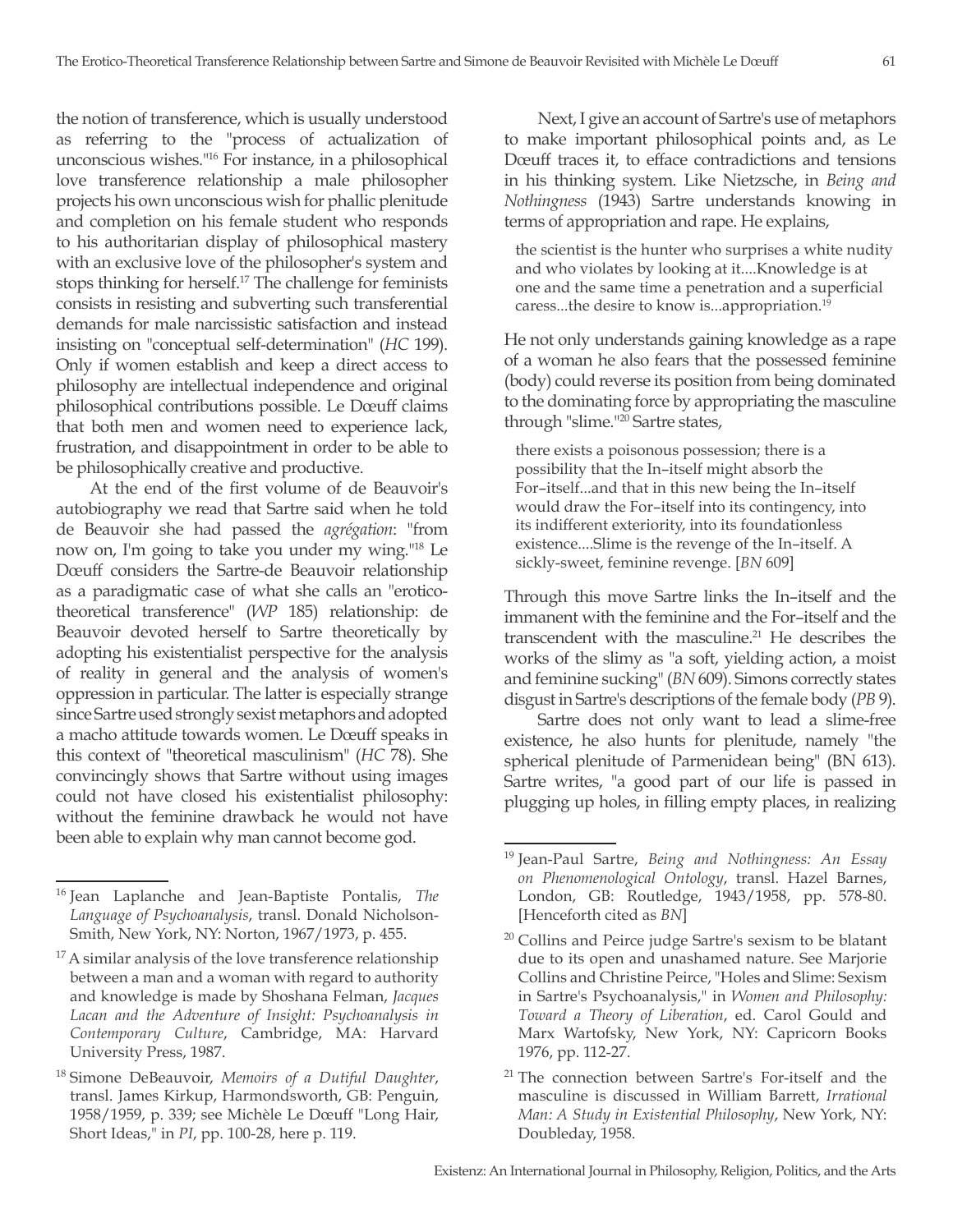the notion of transference, which is usually understood as referring to the "process of actualization of unconscious wishes."[16] For instance, in a philosophical love transference relationship a male philosopher projects his own unconscious wish for phallic plenitude and completion on his female student who responds to his authoritarian display of philosophical mastery with an exclusive love of the philosopher's system and stops thinking for herself.[17] The challenge for feminists consists in resisting and subverting such transferential demands for male narcissistic satisfaction and instead insisting on "conceptual self-determination" (*HC* 199). Only if women establish and keep a direct access to philosophy are intellectual independence and original philosophical contributions possible. Le Dœuff claims that both men and women need to experience lack, frustration, and disappointment in order to be able to be philosophically creative and productive.

At the end of the first volume of de Beauvoir's autobiography we read that Sartre said when he told de Beauvoir she had passed the *agrégation*: "from now on, I'm going to take you under my wing."[18] Le Dœuff considers the Sartre-de Beauvoir relationship as a paradigmatic case of what she calls an "erotico-theoretical transference" (*WP* 185) relationship: de Beauvoir devoted herself to Sartre theoretically by adopting his existentialist perspective for the analysis of reality in general and the analysis of women's oppression in particular. The latter is especially strange since Sartre used strongly sexist metaphors and adopted a macho attitude towards women. Le Dœuff speaks in this context of "theoretical masculinism" (*HC* 78). She convincingly shows that Sartre without using images could not have closed his existentialist philosophy: without the feminine drawback he would not have been able to explain why man cannot become god.

Next, I give an account of Sartre's use of metaphors to make important philosophical points and, as Le Dœuff traces it, to efface contradictions and tensions in his thinking system. Like Nietzsche, in *Being and Nothingness* (1943) Sartre understands knowing in terms of appropriation and rape. He explains,

> the scientist is the hunter who surprises a white nudity and who violates by looking at it....Knowledge is at one and the same time a penetration and a superficial caress...the desire to know is...appropriation.[19]

He not only understands gaining knowledge as a rape of a woman he also fears that the possessed feminine (body) could reverse its position from being dominated to the dominating force by appropriating the masculine through "slime."[20] Sartre states,

> there exists a poisonous possession; there is a possibility that the In–itself might absorb the For–itself...and that in this new being the In–itself would draw the For–itself into its contingency, into its indifferent exteriority, into its foundationless existence....Slime is the revenge of the In–itself. A sickly-sweet, feminine revenge. [*BN* 609]

Through this move Sartre links the In–itself and the immanent with the feminine and the For–itself and the transcendent with the masculine.[21] He describes the works of the slimy as "a soft, yielding action, a moist and feminine sucking" (*BN* 609). Simons correctly states disgust in Sartre's descriptions of the female body (*PB* 9).

Sartre does not only want to lead a slime-free existence, he also hunts for plenitude, namely "the spherical plenitude of Parmenidean being" (BN 613). Sartre writes, "a good part of our life is passed in plugging up holes, in filling empty places, in realizing

---

[16] Jean Laplanche and Jean-Baptiste Pontalis, *The Language of Psychoanalysis*, transl. Donald Nicholson-Smith, New York, NY: Norton, 1967/1973, p. 455.

[17] A similar analysis of the love transference relationship between a man and a woman with regard to authority and knowledge is made by Shoshana Felman, *Jacques Lacan and the Adventure of Insight: Psychoanalysis in Contemporary Culture*, Cambridge, MA: Harvard University Press, 1987.

[18] Simone DeBeauvoir, *Memoirs of a Dutiful Daughter*, transl. James Kirkup, Harmondsworth, GB: Penguin, 1958/1959, p. 339; see Michèle Le Dœuff "Long Hair, Short Ideas," in *PI*, pp. 100-28, here p. 119.

[19] Jean-Paul Sartre, *Being and Nothingness: An Essay on Phenomenological Ontology*, transl. Hazel Barnes, London, GB: Routledge, 1943/1958, pp. 578-80. [Henceforth cited as *BN*]

[20] Collins and Peirce judge Sartre's sexism to be blatant due to its open and unashamed nature. See Marjorie Collins and Christine Peirce, "Holes and Slime: Sexism in Sartre's Psychoanalysis," in *Women and Philosophy: Toward a Theory of Liberation*, ed. Carol Gould and Marx Wartofsky, New York, NY: Capricorn Books 1976, pp. 112-27.

[21] The connection between Sartre's For-itself and the masculine is discussed in William Barrett, *Irrational Man: A Study in Existential Philosophy*, New York, NY: Doubleday, 1958.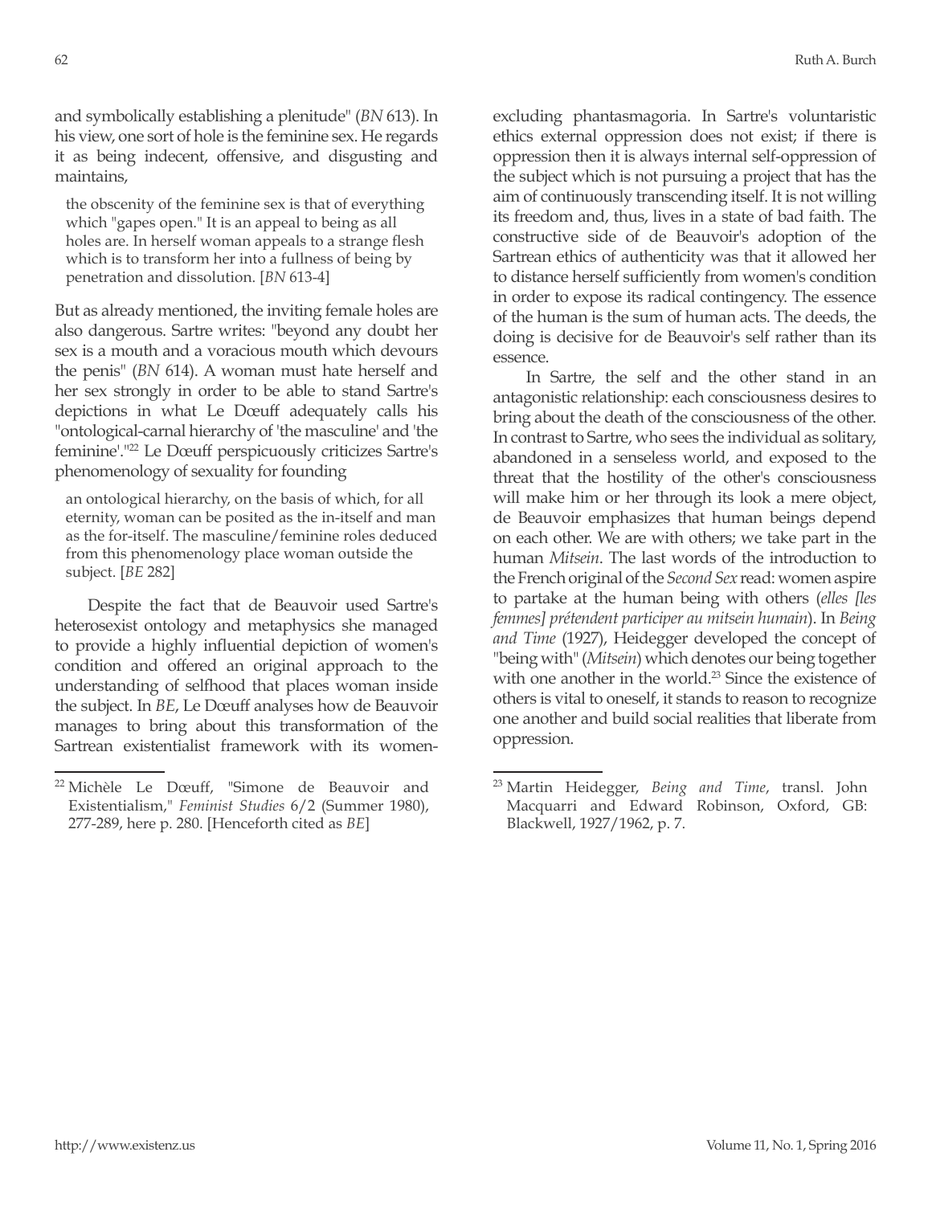and symbolically establishing a plenitude" (*BN* 613). In his view, one sort of hole is the feminine sex. He regards it as being indecent, offensive, and disgusting and maintains,

> the obscenity of the feminine sex is that of everything which "gapes open." It is an appeal to being as all holes are. In herself woman appeals to a strange flesh which is to transform her into a fullness of being by penetration and dissolution. [*BN* 613-4]

But as already mentioned, the inviting female holes are also dangerous. Sartre writes: "beyond any doubt her sex is a mouth and a voracious mouth which devours the penis" (*BN* 614). A woman must hate herself and her sex strongly in order to be able to stand Sartre's depictions in what Le Dœuff adequately calls his "ontological-carnal hierarchy of 'the masculine' and 'the feminine'."[22] Le Dœuff perspicuously criticizes Sartre's phenomenology of sexuality for founding

> an ontological hierarchy, on the basis of which, for all eternity, woman can be posited as the in-itself and man as the for-itself. The masculine/feminine roles deduced from this phenomenology place woman outside the subject. [*BE* 282]

Despite the fact that de Beauvoir used Sartre's heterosexist ontology and metaphysics she managed to provide a highly influential depiction of women's condition and offered an original approach to the understanding of selfhood that places woman inside the subject. In *BE*, Le Dœuff analyses how de Beauvoir manages to bring about this transformation of the Sartrean existentialist framework with its women-excluding phantasmagoria. In Sartre's voluntaristic ethics external oppression does not exist; if there is oppression then it is always internal self-oppression of the subject which is not pursuing a project that has the aim of continuously transcending itself. It is not willing its freedom and, thus, lives in a state of bad faith. The constructive side of de Beauvoir's adoption of the Sartrean ethics of authenticity was that it allowed her to distance herself sufficiently from women's condition in order to expose its radical contingency. The essence of the human is the sum of human acts. The deeds, the doing is decisive for de Beauvoir's self rather than its essence.

In Sartre, the self and the other stand in an antagonistic relationship: each consciousness desires to bring about the death of the consciousness of the other. In contrast to Sartre, who sees the individual as solitary, abandoned in a senseless world, and exposed to the threat that the hostility of the other's consciousness will make him or her through its look a mere object, de Beauvoir emphasizes that human beings depend on each other. We are with others; we take part in the human *Mitsein*. The last words of the introduction to the French original of the *Second Sex* read: women aspire to partake at the human being with others (*elles [les femmes] prétendent participer au mitsein humain*). In *Being and Time* (1927), Heidegger developed the concept of "being with" (*Mitsein*) which denotes our being together with one another in the world.[23] Since the existence of others is vital to oneself, it stands to reason to recognize one another and build social realities that liberate from oppression.

---

[22] Michèle Le Dœuff, "Simone de Beauvoir and Existentialism," *Feminist Studies* 6/2 (Summer 1980), 277-289, here p. 280. [Henceforth cited as *BE*]

[23] Martin Heidegger, *Being and Time*, transl. John Macquarri and Edward Robinson, Oxford, GB: Blackwell, 1927/1962, p. 7.